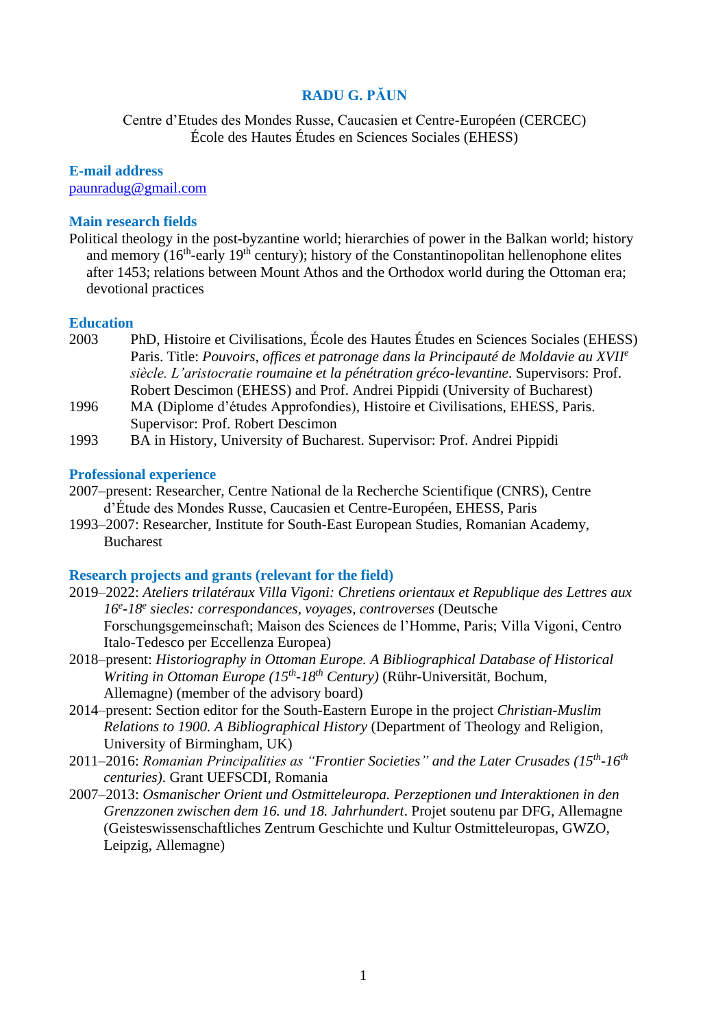# RADU G. PĂUN

Centre d'Etudes des Mondes Russe, Caucasien et Centre-Européen (CERCEC)
École des Hautes Études en Sciences Sociales (EHESS)

## E-mail address

paunradug@gmail.com

## Main research fields

Political theology in the post-byzantine world; hierarchies of power in the Balkan world; history and memory (16th-early 19th century); history of the Constantinopolitan hellenophone elites after 1453; relations between Mount Athos and the Orthodox world during the Ottoman era; devotional practices

## Education

2003 PhD, Histoire et Civilisations, École des Hautes Études en Sciences Sociales (EHESS) Paris. Title: *Pouvoirs, offices et patronage dans la Principauté de Moldavie au XVIIe siècle. L'aristocratie roumaine et la pénétration gréco-levantine*. Supervisors: Prof. Robert Descimon (EHESS) and Prof. Andrei Pippidi (University of Bucharest)

1996 MA (Diplome d'études Approfondies), Histoire et Civilisations, EHESS, Paris. Supervisor: Prof. Robert Descimon

1993 BA in History, University of Bucharest. Supervisor: Prof. Andrei Pippidi

## Professional experience

2007–present: Researcher, Centre National de la Recherche Scientifique (CNRS), Centre d'Étude des Mondes Russe, Caucasien et Centre-Européen, EHESS, Paris

1993–2007: Researcher, Institute for South-East European Studies, Romanian Academy, Bucharest

## Research projects and grants (relevant for the field)

2019–2022: *Ateliers trilatéraux Villa Vigoni: Chretiens orientaux et Republique des Lettres aux 16e-18e siecles: correspondances, voyages, controverses* (Deutsche Forschungsgemeinschaft; Maison des Sciences de l'Homme, Paris; Villa Vigoni, Centro Italo-Tedesco per Eccellenza Europea)

2018–present: *Historiography in Ottoman Europe. A Bibliographical Database of Historical Writing in Ottoman Europe (15th-18th Century)* (Rühr-Universität, Bochum, Allemagne) (member of the advisory board)

2014–present: Section editor for the South-Eastern Europe in the project *Christian-Muslim Relations to 1900. A Bibliographical History* (Department of Theology and Religion, University of Birmingham, UK)

2011–2016: *Romanian Principalities as "Frontier Societies" and the Later Crusades (15th-16th centuries)*. Grant UEFSCDI, Romania

2007–2013: *Osmanischer Orient und Ostmitteleuropa. Perzeptionen und Interaktionen in den Grenzzonen zwischen dem 16. und 18. Jahrhundert*. Projet soutenu par DFG, Allemagne (Geisteswissenschaftliches Zentrum Geschichte und Kultur Ostmitteleuropas, GWZO, Leipzig, Allemagne)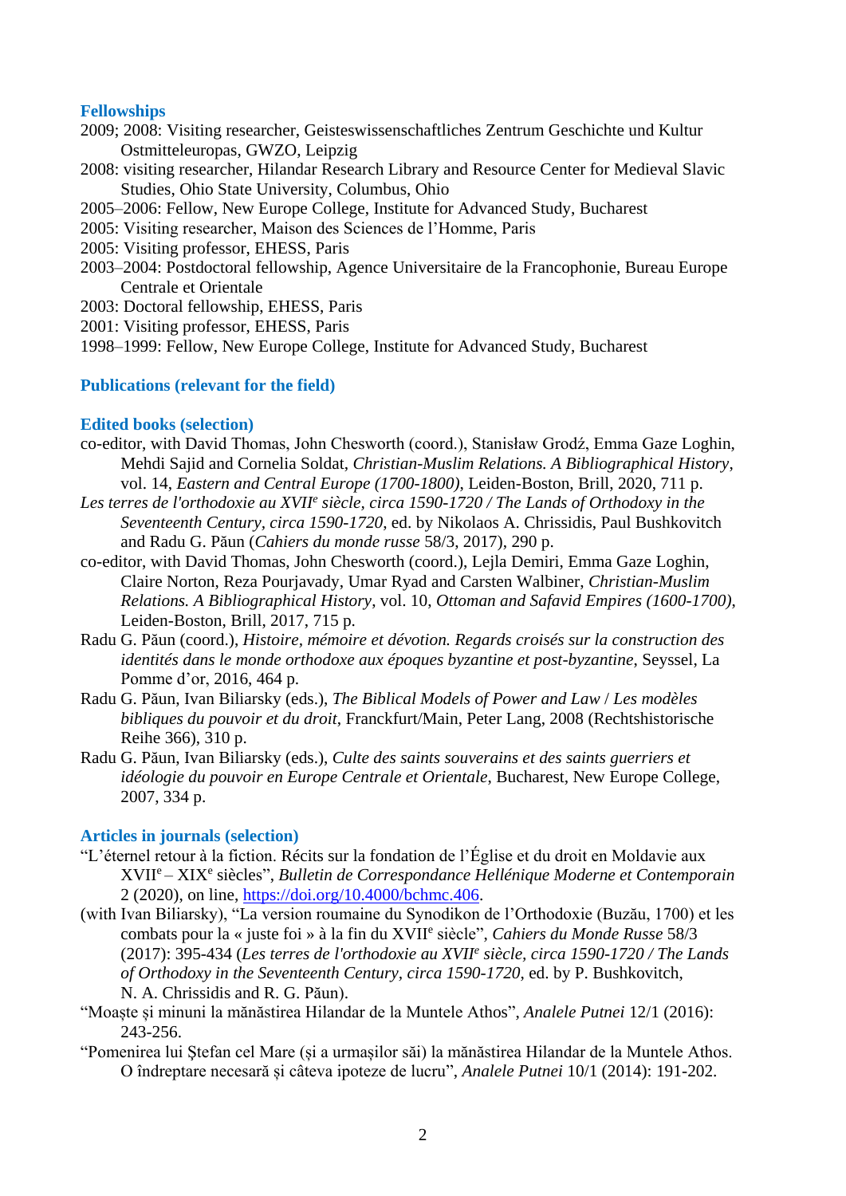### Fellowships

2009; 2008: Visiting researcher, Geisteswissenschaftliches Zentrum Geschichte und Kultur Ostmitteleuropas, GWZO, Leipzig

2008: visiting researcher, Hilandar Research Library and Resource Center for Medieval Slavic Studies, Ohio State University, Columbus, Ohio

2005–2006: Fellow, New Europe College, Institute for Advanced Study, Bucharest

2005: Visiting researcher, Maison des Sciences de l'Homme, Paris

2005: Visiting professor, EHESS, Paris

2003–2004: Postdoctoral fellowship, Agence Universitaire de la Francophonie, Bureau Europe Centrale et Orientale

2003: Doctoral fellowship, EHESS, Paris

2001: Visiting professor, EHESS, Paris

1998–1999: Fellow, New Europe College, Institute for Advanced Study, Bucharest

### Publications (relevant for the field)

### Edited books (selection)

co-editor, with David Thomas, John Chesworth (coord.), Stanisław Grodź, Emma Gaze Loghin, Mehdi Sajid and Cornelia Soldat, *Christian-Muslim Relations. A Bibliographical History*, vol. 14, *Eastern and Central Europe (1700-1800)*, Leiden-Boston, Brill, 2020, 711 p.

*Les terres de l'orthodoxie au XVII*e *siècle, circa 1590-1720 / The Lands of Orthodoxy in the Seventeenth Century, circa 1590-1720*, ed. by Nikolaos A. Chrissidis, Paul Bushkovitch and Radu G. Păun (*Cahiers du monde russe* 58/3, 2017), 290 p.

co-editor, with David Thomas, John Chesworth (coord.), Lejla Demiri, Emma Gaze Loghin, Claire Norton, Reza Pourjavady, Umar Ryad and Carsten Walbiner, *Christian-Muslim Relations. A Bibliographical History*, vol. 10, *Ottoman and Safavid Empires (1600-1700)*, Leiden-Boston, Brill, 2017, 715 p.

Radu G. Păun (coord.), *Histoire, mémoire et dévotion. Regards croisés sur la construction des identités dans le monde orthodoxe aux époques byzantine et post-byzantine*, Seyssel, La Pomme d'or, 2016, 464 p.

Radu G. Păun, Ivan Biliarsky (eds.), *The Biblical Models of Power and Law* / *Les modèles bibliques du pouvoir et du droit*, Franckfurt/Main, Peter Lang, 2008 (Rechtshistorische Reihe 366), 310 p.

Radu G. Păun, Ivan Biliarsky (eds.), *Culte des saints souverains et des saints guerriers et idéologie du pouvoir en Europe Centrale et Orientale*, Bucharest, New Europe College, 2007, 334 p.

### Articles in journals (selection)

"L'éternel retour à la fiction. Récits sur la fondation de l'Église et du droit en Moldavie aux XVIIe – XIXe siècles", *Bulletin de Correspondance Hellénique Moderne et Contemporain* 2 (2020), on line, https://doi.org/10.4000/bchmc.406.

(with Ivan Biliarsky), "La version roumaine du Synodikon de l'Orthodoxie (Buzău, 1700) et les combats pour la « juste foi » à la fin du XVIIe siècle", *Cahiers du Monde Russe* 58/3 (2017): 395-434 (*Les terres de l'orthodoxie au XVII*e *siècle, circa 1590-1720 / The Lands of Orthodoxy in the Seventeenth Century, circa 1590-1720*, ed. by P. Bushkovitch, N. A. Chrissidis and R. G. Păun).

"Moaște și minuni la mănăstirea Hilandar de la Muntele Athos", *Analele Putnei* 12/1 (2016): 243-256.

"Pomenirea lui Ștefan cel Mare (și a urmașilor săi) la mănăstirea Hilandar de la Muntele Athos. O îndreptare necesară și câteva ipoteze de lucru", *Analele Putnei* 10/1 (2014): 191-202.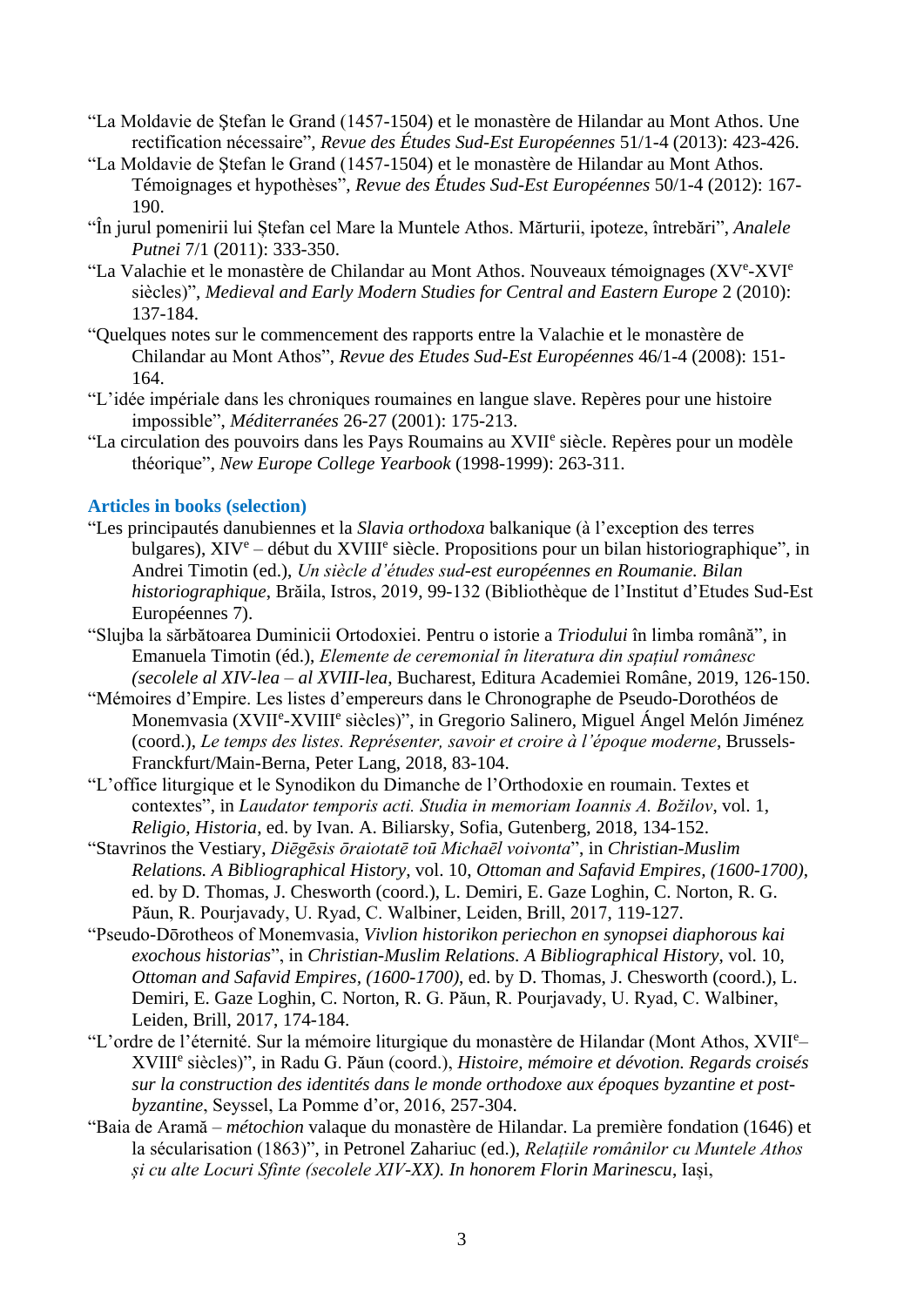"La Moldavie de Ştefan le Grand (1457-1504) et le monastère de Hilandar au Mont Athos. Une rectification nécessaire", *Revue des Études Sud-Est Européennes* 51/1-4 (2013): 423-426.

"La Moldavie de Ştefan le Grand (1457-1504) et le monastère de Hilandar au Mont Athos. Témoignages et hypothèses", *Revue des Études Sud-Est Européennes* 50/1-4 (2012): 167-190.

"În jurul pomenirii lui Ștefan cel Mare la Muntele Athos. Mărturii, ipoteze, întrebări", *Analele Putnei* 7/1 (2011): 333-350.

"La Valachie et le monastère de Chilandar au Mont Athos. Nouveaux témoignages (XV^e^-XVI^e^ siècles)", *Medieval and Early Modern Studies for Central and Eastern Europe* 2 (2010): 137-184.

"Quelques notes sur le commencement des rapports entre la Valachie et le monastère de Chilandar au Mont Athos", *Revue des Etudes Sud-Est Européennes* 46/1-4 (2008): 151-164.

"L'idée impériale dans les chroniques roumaines en langue slave. Repères pour une histoire impossible", *Méditerranées* 26-27 (2001): 175-213.

"La circulation des pouvoirs dans les Pays Roumains au XVII^e^ siècle. Repères pour un modèle théorique", *New Europe College Yearbook* (1998-1999): 263-311.

### Articles in books (selection)

"Les principautés danubiennes et la *Slavia orthodoxa* balkanique (à l'exception des terres bulgares), XIV^e^ – début du XVIII^e^ siècle. Propositions pour un bilan historiographique", in Andrei Timotin (ed.), *Un siècle d'études sud-est européennes en Roumanie. Bilan historiographique*, Brăila, Istros, 2019, 99-132 (Bibliothèque de l'Institut d'Etudes Sud-Est Européennes 7).

"Slujba la sărbătoarea Duminicii Ortodoxiei. Pentru o istorie a *Triodului* în limba română", in Emanuela Timotin (éd.), *Elemente de ceremonial în literatura din spațiul românesc (secolele al XIV-lea – al XVIII-lea*, Bucharest, Editura Academiei Române, 2019, 126-150.

"Mémoires d'Empire. Les listes d'empereurs dans le Chronographe de Pseudo-Dorothéos de Monemvasia (XVII^e^-XVIII^e^ siècles)", in Gregorio Salinero, Miguel Ángel Melón Jiménez (coord.), *Le temps des listes. Représenter, savoir et croire à l'époque moderne*, Brussels-Franckfurt/Main-Berna, Peter Lang, 2018, 83-104.

"L'office liturgique et le Synodikon du Dimanche de l'Orthodoxie en roumain. Textes et contextes", in *Laudator temporis acti. Studia in memoriam Ioannis A. Božilov*, vol. 1, *Religio, Historia*, ed. by Ivan. A. Biliarsky, Sofia, Gutenberg, 2018, 134-152.

"Stavrinos the Vestiary, *Diēgēsis ōraiotatē toū Michaēl voivonta*", in *Christian-Muslim Relations. A Bibliographical History*, vol. 10, *Ottoman and Safavid Empires, (1600-1700)*, ed. by D. Thomas, J. Chesworth (coord.), L. Demiri, E. Gaze Loghin, C. Norton, R. G. Păun, R. Pourjavady, U. Ryad, C. Walbiner, Leiden, Brill, 2017, 119-127.

"Pseudo-Dōrotheos of Monemvasia, *Vivlion historikon periechon en synopsei diaphorous kai exochous historias*", in *Christian-Muslim Relations. A Bibliographical History*, vol. 10, *Ottoman and Safavid Empires, (1600-1700)*, ed. by D. Thomas, J. Chesworth (coord.), L. Demiri, E. Gaze Loghin, C. Norton, R. G. Păun, R. Pourjavady, U. Ryad, C. Walbiner, Leiden, Brill, 2017, 174-184.

"L'ordre de l'éternité. Sur la mémoire liturgique du monastère de Hilandar (Mont Athos, XVII^e^–XVIII^e^ siècles)", in Radu G. Păun (coord.), *Histoire, mémoire et dévotion. Regards croisés sur la construction des identités dans le monde orthodoxe aux époques byzantine et post-byzantine*, Seyssel, La Pomme d'or, 2016, 257-304.

"Baia de Aramă – *métochion* valaque du monastère de Hilandar. La première fondation (1646) et la sécularisation (1863)", in Petronel Zahariuc (ed.), *Relațiile românilor cu Muntele Athos și cu alte Locuri Sfinte (secolele XIV-XX). In honorem Florin Marinescu*, Iași,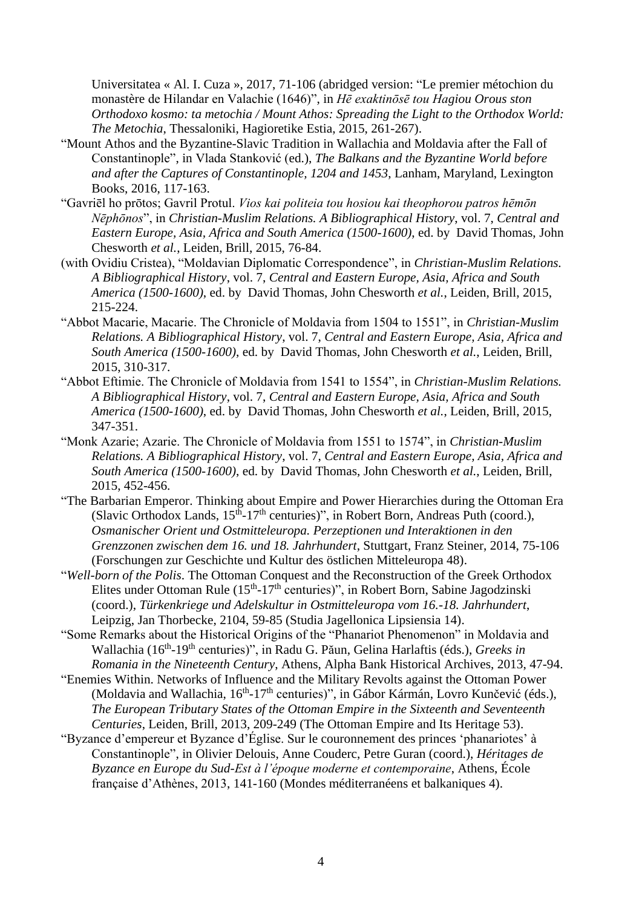Universitatea « Al. I. Cuza », 2017, 71-106 (abridged version: "Le premier métochion du monastère de Hilandar en Valachie (1646)", in *Hē exaktinōsē tou Hagiou Orous ston Orthodoxo kosmo: ta metochia / Mount Athos: Spreading the Light to the Orthodox World: The Metochia*, Thessaloniki, Hagioretike Estia, 2015, 261-267).

"Mount Athos and the Byzantine-Slavic Tradition in Wallachia and Moldavia after the Fall of Constantinople", in Vlada Stanković (ed.), *The Balkans and the Byzantine World before and after the Captures of Constantinople, 1204 and 1453*, Lanham, Maryland, Lexington Books, 2016, 117-163.

"Gavriēl ho prōtos; Gavril Protul. *Vios kai politeia tou hosiou kai theophorou patros hēmōn Nēphōnos*", in *Christian-Muslim Relations. A Bibliographical History*, vol. 7, *Central and Eastern Europe, Asia, Africa and South America (1500-1600)*, ed. by David Thomas, John Chesworth *et al.*, Leiden, Brill, 2015, 76-84.

(with Ovidiu Cristea), "Moldavian Diplomatic Correspondence", in *Christian-Muslim Relations. A Bibliographical History*, vol. 7, *Central and Eastern Europe, Asia, Africa and South America (1500-1600)*, ed. by David Thomas, John Chesworth *et al.*, Leiden, Brill, 2015, 215-224.

"Abbot Macarie, Macarie. The Chronicle of Moldavia from 1504 to 1551", in *Christian-Muslim Relations. A Bibliographical History*, vol. 7, *Central and Eastern Europe, Asia, Africa and South America (1500-1600)*, ed. by David Thomas, John Chesworth *et al.*, Leiden, Brill, 2015, 310-317.

"Abbot Eftimie. The Chronicle of Moldavia from 1541 to 1554", in *Christian-Muslim Relations. A Bibliographical History*, vol. 7, *Central and Eastern Europe, Asia, Africa and South America (1500-1600)*, ed. by David Thomas, John Chesworth *et al.*, Leiden, Brill, 2015, 347-351.

"Monk Azarie; Azarie. The Chronicle of Moldavia from 1551 to 1574", in *Christian-Muslim Relations. A Bibliographical History*, vol. 7, *Central and Eastern Europe, Asia, Africa and South America (1500-1600)*, ed. by David Thomas, John Chesworth *et al.*, Leiden, Brill, 2015, 452-456.

"The Barbarian Emperor. Thinking about Empire and Power Hierarchies during the Ottoman Era (Slavic Orthodox Lands, 15th-17th centuries)", in Robert Born, Andreas Puth (coord.), *Osmanischer Orient und Ostmitteleuropa. Perzeptionen und Interaktionen in den Grenzzonen zwischen dem 16. und 18. Jahrhundert*, Stuttgart, Franz Steiner, 2014, 75-106 (Forschungen zur Geschichte und Kultur des östlichen Mitteleuropa 48).

"*Well-born of the Polis*. The Ottoman Conquest and the Reconstruction of the Greek Orthodox Elites under Ottoman Rule (15th-17th centuries)", in Robert Born, Sabine Jagodzinski (coord.), *Türkenkriege und Adelskultur in Ostmitteleuropa vom 16.-18. Jahrhundert*, Leipzig, Jan Thorbecke, 2104, 59-85 (Studia Jagellonica Lipsiensia 14).

"Some Remarks about the Historical Origins of the "Phanariot Phenomenon" in Moldavia and Wallachia (16th-19th centuries)", in Radu G. Păun, Gelina Harlaftis (éds.), *Greeks in Romania in the Nineteenth Century*, Athens, Alpha Bank Historical Archives, 2013, 47-94.

"Enemies Within. Networks of Influence and the Military Revolts against the Ottoman Power (Moldavia and Wallachia, 16th-17th centuries)", in Gábor Kármán, Lovro Kunčević (éds.), *The European Tributary States of the Ottoman Empire in the Sixteenth and Seventeenth Centuries*, Leiden, Brill, 2013, 209-249 (The Ottoman Empire and Its Heritage 53).

"Byzance d'empereur et Byzance d'Église. Sur le couronnement des princes 'phanariotes' à Constantinople", in Olivier Delouis, Anne Couderc, Petre Guran (coord.), *Héritages de Byzance en Europe du Sud-Est à l'époque moderne et contemporaine*, Athens, École française d'Athènes, 2013, 141-160 (Mondes méditerranéens et balkaniques 4).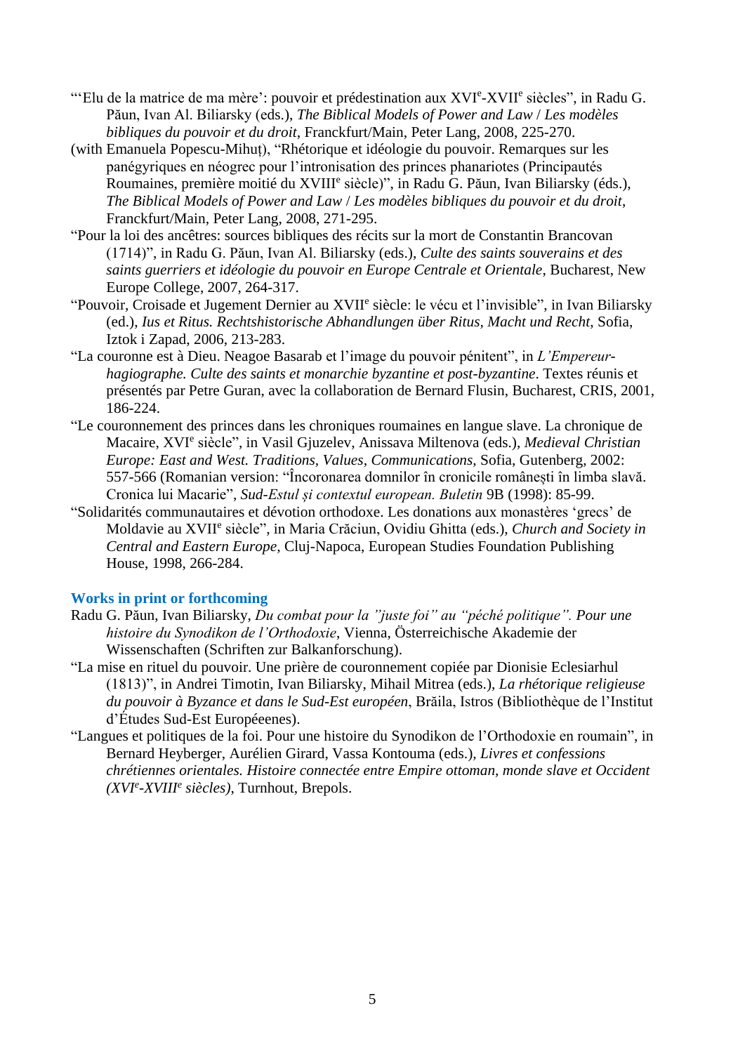"'Elu de la matrice de ma mère': pouvoir et prédestination aux XVI[e]-XVII[e] siècles", in Radu G. Păun, Ivan Al. Biliarsky (eds.), *The Biblical Models of Power and Law* / *Les modèles bibliques du pouvoir et du droit*, Franckfurt/Main, Peter Lang, 2008, 225-270.

(with Emanuela Popescu-Mihuț), "Rhétorique et idéologie du pouvoir. Remarques sur les panégyriques en néogrec pour l'intronisation des princes phanariotes (Principautés Roumaines, première moitié du XVIII[e] siècle)", in Radu G. Păun, Ivan Biliarsky (éds.), *The Biblical Models of Power and Law* / *Les modèles bibliques du pouvoir et du droit*, Franckfurt/Main, Peter Lang, 2008, 271-295.

"Pour la loi des ancêtres: sources bibliques des récits sur la mort de Constantin Brancovan (1714)", in Radu G. Păun, Ivan Al. Biliarsky (eds.), *Culte des saints souverains et des saints guerriers et idéologie du pouvoir en Europe Centrale et Orientale*, Bucharest, New Europe College, 2007, 264-317.

"Pouvoir, Croisade et Jugement Dernier au XVII[e] siècle: le vécu et l'invisible", in Ivan Biliarsky (ed.), *Ius et Ritus. Rechtshistorische Abhandlungen über Ritus, Macht und Recht*, Sofia, Iztok i Zapad, 2006, 213-283.

"La couronne est à Dieu. Neagoe Basarab et l'image du pouvoir pénitent", in *L'Empereur-hagiographe. Culte des saints et monarchie byzantine et post-byzantine*. Textes réunis et présentés par Petre Guran, avec la collaboration de Bernard Flusin, Bucharest, CRIS, 2001, 186-224.

"Le couronnement des princes dans les chroniques roumaines en langue slave. La chronique de Macaire, XVI[e] siècle", in Vasil Gjuzelev, Anissava Miltenova (eds.), *Medieval Christian Europe: East and West. Traditions, Values, Communications*, Sofia, Gutenberg, 2002: 557-566 (Romanian version: "Încoronarea domnilor în cronicile românești în limba slavă. Cronica lui Macarie", *Sud-Estul și contextul european. Buletin* 9B (1998): 85-99.

"Solidarités communautaires et dévotion orthodoxe. Les donations aux monastères 'grecs' de Moldavie au XVII[e] siècle", in Maria Crăciun, Ovidiu Ghitta (eds.), *Church and Society in Central and Eastern Europe*, Cluj-Napoca, European Studies Foundation Publishing House, 1998, 266-284.

## Works in print or forthcoming

Radu G. Păun, Ivan Biliarsky, *Du combat pour la "juste foi" au "péché politique". Pour une histoire du Synodikon de l'Orthodoxie*, Vienna, Österreichische Akademie der Wissenschaften (Schriften zur Balkanforschung).

"La mise en rituel du pouvoir. Une prière de couronnement copiée par Dionisie Eclesiarhul (1813)", in Andrei Timotin, Ivan Biliarsky, Mihail Mitrea (eds.), *La rhétorique religieuse du pouvoir à Byzance et dans le Sud-Est européen*, Brăila, Istros (Bibliothèque de l'Institut d'Études Sud-Est Européenes).

"Langues et politiques de la foi. Pour une histoire du Synodikon de l'Orthodoxie en roumain", in Bernard Heyberger, Aurélien Girard, Vassa Kontouma (eds.), *Livres et confessions chrétiennes orientales. Histoire connectée entre Empire ottoman, monde slave et Occident (XVI[e]-XVIII[e] siècles)*, Turnhout, Brepols.